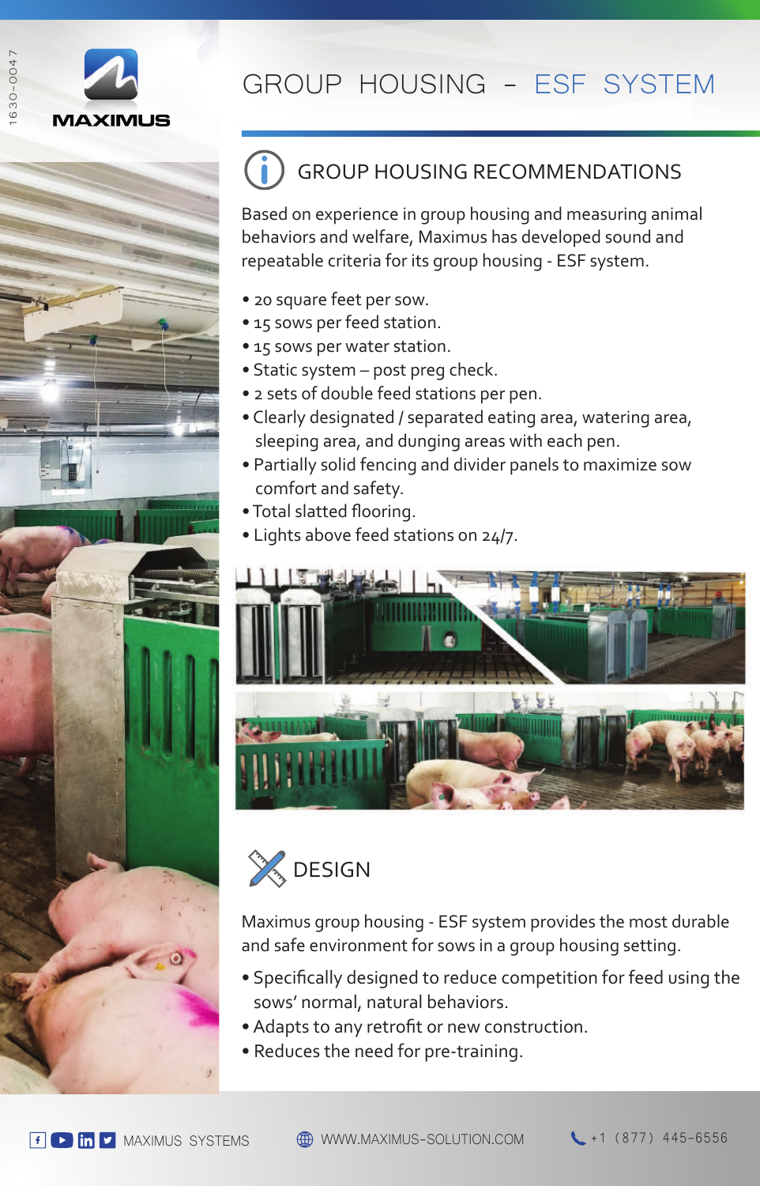MAXIMUS

# GROUP HOUSING – ESF SYSTEM

## GROUP HOUSING RECOMMENDATIONS

Based on experience in group housing and measuring animal behaviors and welfare, Maximus has developed sound and repeatable criteria for its group housing - ESF system.

- 20 square feet per sow.
- 15 sows per feed station.
- 15 sows per water station.
- Static system – post preg check.
- 2 sets of double feed stations per pen.
- Clearly designated / separated eating area, watering area, sleeping area, and dunging areas with each pen.
- Partially solid fencing and divider panels to maximize sow comfort and safety.
- Total slatted flooring.
- Lights above feed stations on 24/7.

## DESIGN

Maximus group housing - ESF system provides the most durable and safe environment for sows in a group housing setting.

- Specifically designed to reduce competition for feed using the sows' normal, natural behaviors.
- Adapts to any retrofit or new construction.
- Reduces the need for pre-training.

MAXIMUS SYSTEMS | WWW.MAXIMUS-SOLUTION.COM | +1 (877) 445-6556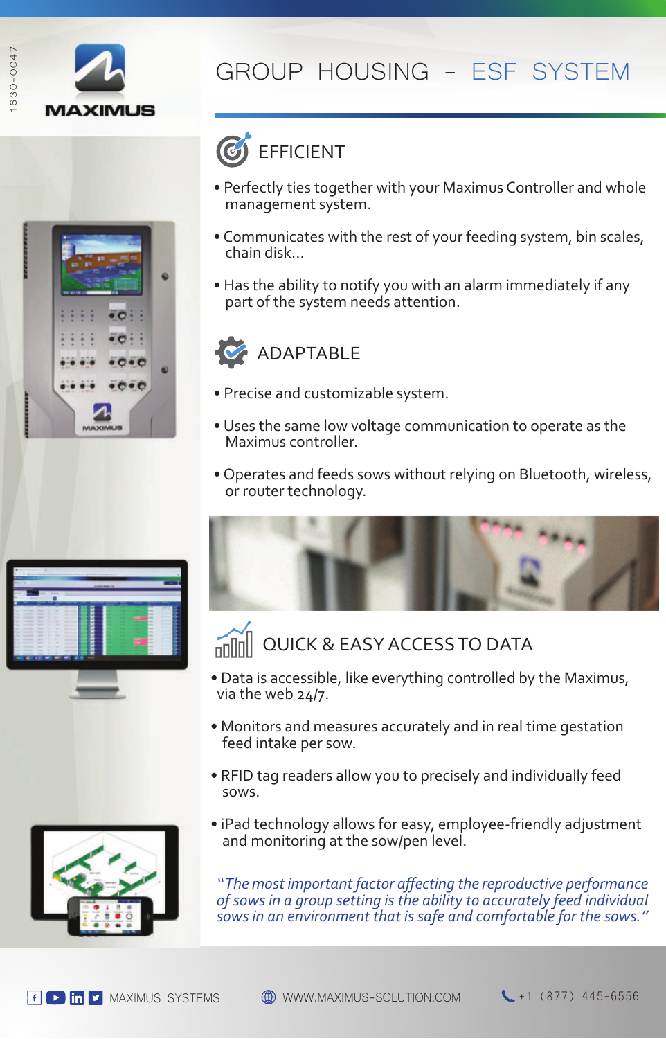1630-0047

MAXIMUS

# GROUP HOUSING – ESF SYSTEM

## EFFICIENT

- Perfectly ties together with your Maximus Controller and whole management system.
- Communicates with the rest of your feeding system, bin scales, chain disk...
- Has the ability to notify you with an alarm immediately if any part of the system needs attention.

## ADAPTABLE

- Precise and customizable system.
- Uses the same low voltage communication to operate as the Maximus controller.
- Operates and feeds sows without relying on Bluetooth, wireless, or router technology.

## QUICK & EASY ACCESS TO DATA

- Data is accessible, like everything controlled by the Maximus, via the web 24/7.
- Monitors and measures accurately and in real time gestation feed intake per sow.
- RFID tag readers allow you to precisely and individually feed sows.
- iPad technology allows for easy, employee-friendly adjustment and monitoring at the sow/pen level.

*"The most important factor affecting the reproductive performance of sows in a group setting is the ability to accurately feed individual sows in an environment that is safe and comfortable for the sows."*

MAXIMUS SYSTEMS | WWW.MAXIMUS-SOLUTION.COM | +1 (877) 445-6556